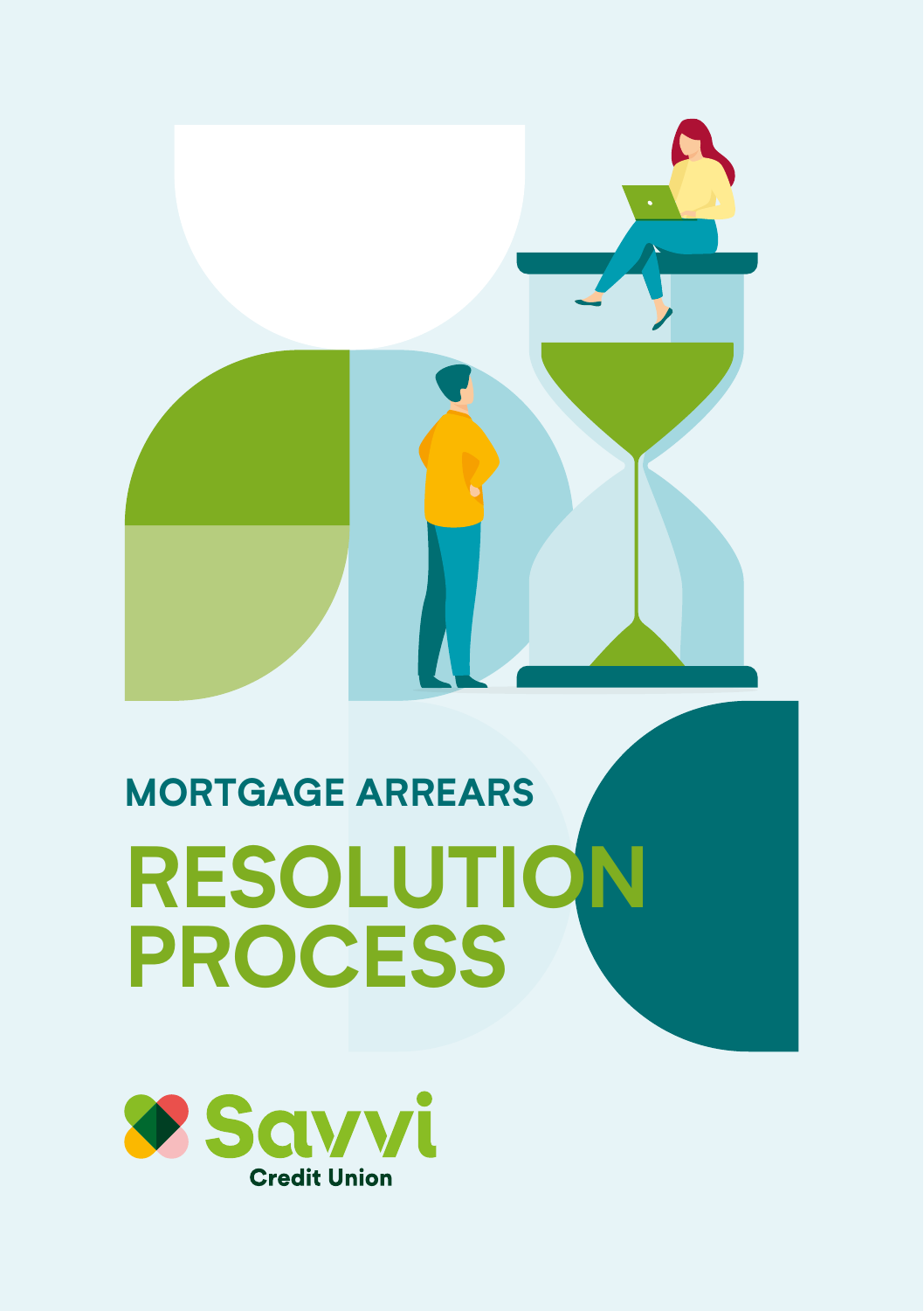## MORTGAGE ARREARS

# RESOLUTION PROCESS

Savvi
Credit Union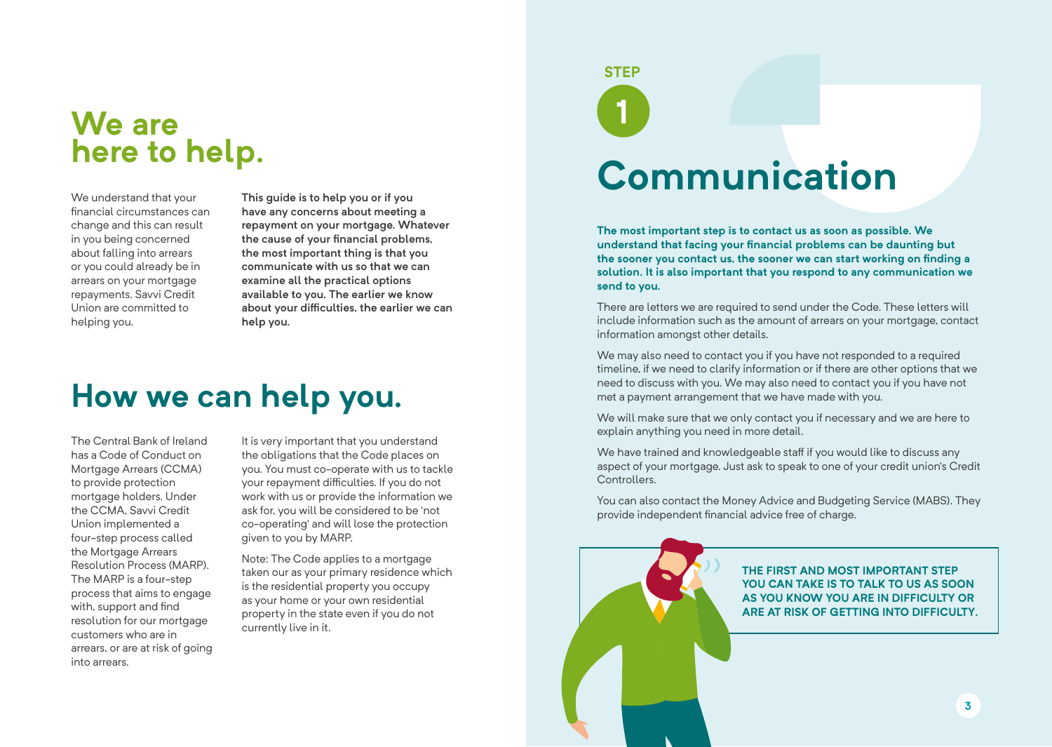# We are here to help.

We understand that your financial circumstances can change and this can result in you being concerned about falling into arrears or you could already be in arrears on your mortgage repayments. Savvi Credit Union are committed to helping you.

**This guide is to help you or if you have any concerns about meeting a repayment on your mortgage. Whatever the cause of your financial problems, the most important thing is that you communicate with us so that we can examine all the practical options available to you. The earlier we know about your difficulties, the earlier we can help you.**

# How we can help you.

The Central Bank of Ireland has a Code of Conduct on Mortgage Arrears (CCMA) to provide protection mortgage holders. Under the CCMA, Savvi Credit Union implemented a four-step process called the Mortgage Arrears Resolution Process (MARP). The MARP is a four-step process that aims to engage with, support and find resolution for our mortgage customers who are in arrears, or are at risk of going into arrears.

It is very important that you understand the obligations that the Code places on you. You must co-operate with us to tackle your repayment difficulties. If you do not work with us or provide the information we ask for, you will be considered to be 'not co-operating' and will lose the protection given to you by MARP.

Note: The Code applies to a mortgage taken our as your primary residence which is the residential property you occupy as your home or your own residential property in the state even if you do not currently live in it.

STEP 1

# Communication

**The most important step is to contact us as soon as possible. We understand that facing your financial problems can be daunting but the sooner you contact us, the sooner we can start working on finding a solution. It is also important that you respond to any communication we send to you.**

There are letters we are required to send under the Code. These letters will include information such as the amount of arrears on your mortgage, contact information amongst other details.

We may also need to contact you if you have not responded to a required timeline, if we need to clarify information or if there are other options that we need to discuss with you. We may also need to contact you if you have not met a payment arrangement that we have made with you.

We will make sure that we only contact you if necessary and we are here to explain anything you need in more detail.

We have trained and knowledgeable staff if you would like to discuss any aspect of your mortgage. Just ask to speak to one of your credit union's Credit Controllers.

You can also contact the Money Advice and Budgeting Service (MABS). They provide independent financial advice free of charge.

**THE FIRST AND MOST IMPORTANT STEP YOU CAN TAKE IS TO TALK TO US AS SOON AS YOU KNOW YOU ARE IN DIFFICULTY OR ARE AT RISK OF GETTING INTO DIFFICULTY.**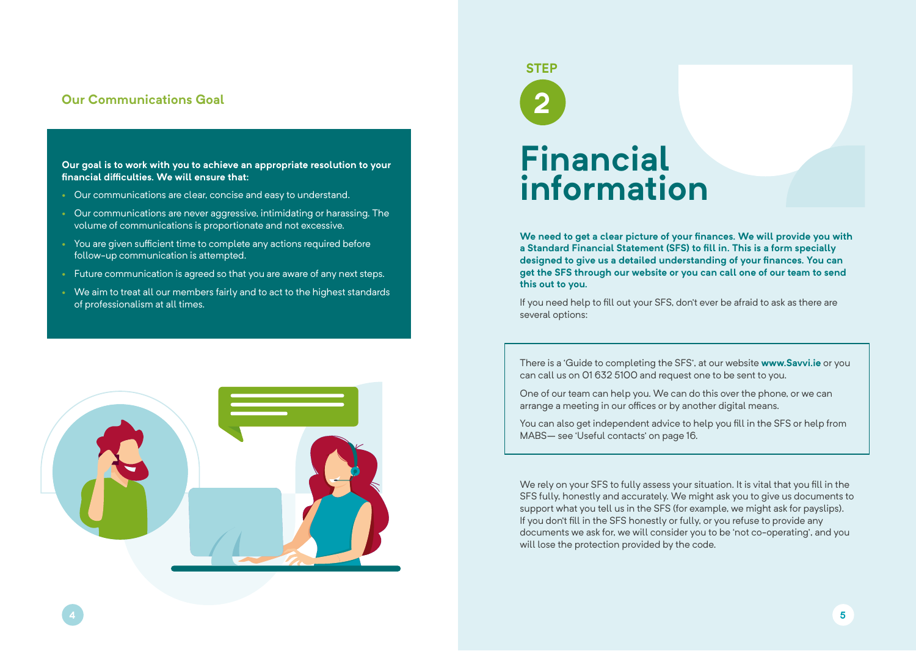## Our Communications Goal

**Our goal is to work with you to achieve an appropriate resolution to your financial difficulties. We will ensure that:**

- Our communications are clear, concise and easy to understand.
- Our communications are never aggressive, intimidating or harassing. The volume of communications is proportionate and not excessive.
- You are given sufficient time to complete any actions required before follow-up communication is attempted.
- Future communication is agreed so that you are aware of any next steps.
- We aim to treat all our members fairly and to act to the highest standards of professionalism at all times.

STEP 2

# Financial information

**We need to get a clear picture of your finances. We will provide you with a Standard Financial Statement (SFS) to fill in. This is a form specially designed to give us a detailed understanding of your finances. You can get the SFS through our website or you can call one of our team to send this out to you.**

If you need help to fill out your SFS, don't ever be afraid to ask as there are several options:

There is a 'Guide to completing the SFS', at our website **www.Savvi.ie** or you can call us on 01 632 5100 and request one to be sent to you.

One of our team can help you. We can do this over the phone, or we can arrange a meeting in our offices or by another digital means.

You can also get independent advice to help you fill in the SFS or help from MABS— see 'Useful contacts' on page 16.

We rely on your SFS to fully assess your situation. It is vital that you fill in the SFS fully, honestly and accurately. We might ask you to give us documents to support what you tell us in the SFS (for example, we might ask for payslips). If you don't fill in the SFS honestly or fully, or you refuse to provide any documents we ask for, we will consider you to be 'not co-operating', and you will lose the protection provided by the code.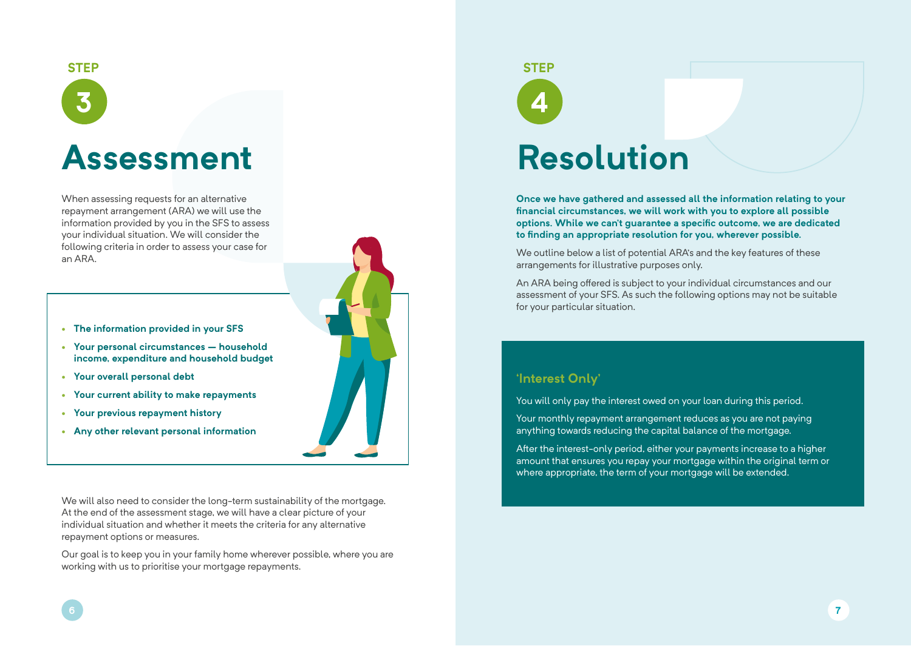STEP 3

# Assessment

When assessing requests for an alternative repayment arrangement (ARA) we will use the information provided by you in the SFS to assess your individual situation. We will consider the following criteria in order to assess your case for an ARA.

- **The information provided in your SFS**
- **Your personal circumstances — household income, expenditure and household budget**
- **Your overall personal debt**
- **Your current ability to make repayments**
- **Your previous repayment history**
- **Any other relevant personal information**

We will also need to consider the long-term sustainability of the mortgage. At the end of the assessment stage, we will have a clear picture of your individual situation and whether it meets the criteria for any alternative repayment options or measures.

Our goal is to keep you in your family home wherever possible, where you are working with us to prioritise your mortgage repayments.

STEP 4

# Resolution

**Once we have gathered and assessed all the information relating to your financial circumstances, we will work with you to explore all possible options. While we can't guarantee a specific outcome, we are dedicated to finding an appropriate resolution for you, wherever possible.**

We outline below a list of potential ARA's and the key features of these arrangements for illustrative purposes only.

An ARA being offered is subject to your individual circumstances and our assessment of your SFS. As such the following options may not be suitable for your particular situation.

## 'Interest Only'

You will only pay the interest owed on your loan during this period.

Your monthly repayment arrangement reduces as you are not paying anything towards reducing the capital balance of the mortgage.

After the interest-only period, either your payments increase to a higher amount that ensures you repay your mortgage within the original term or where appropriate, the term of your mortgage will be extended.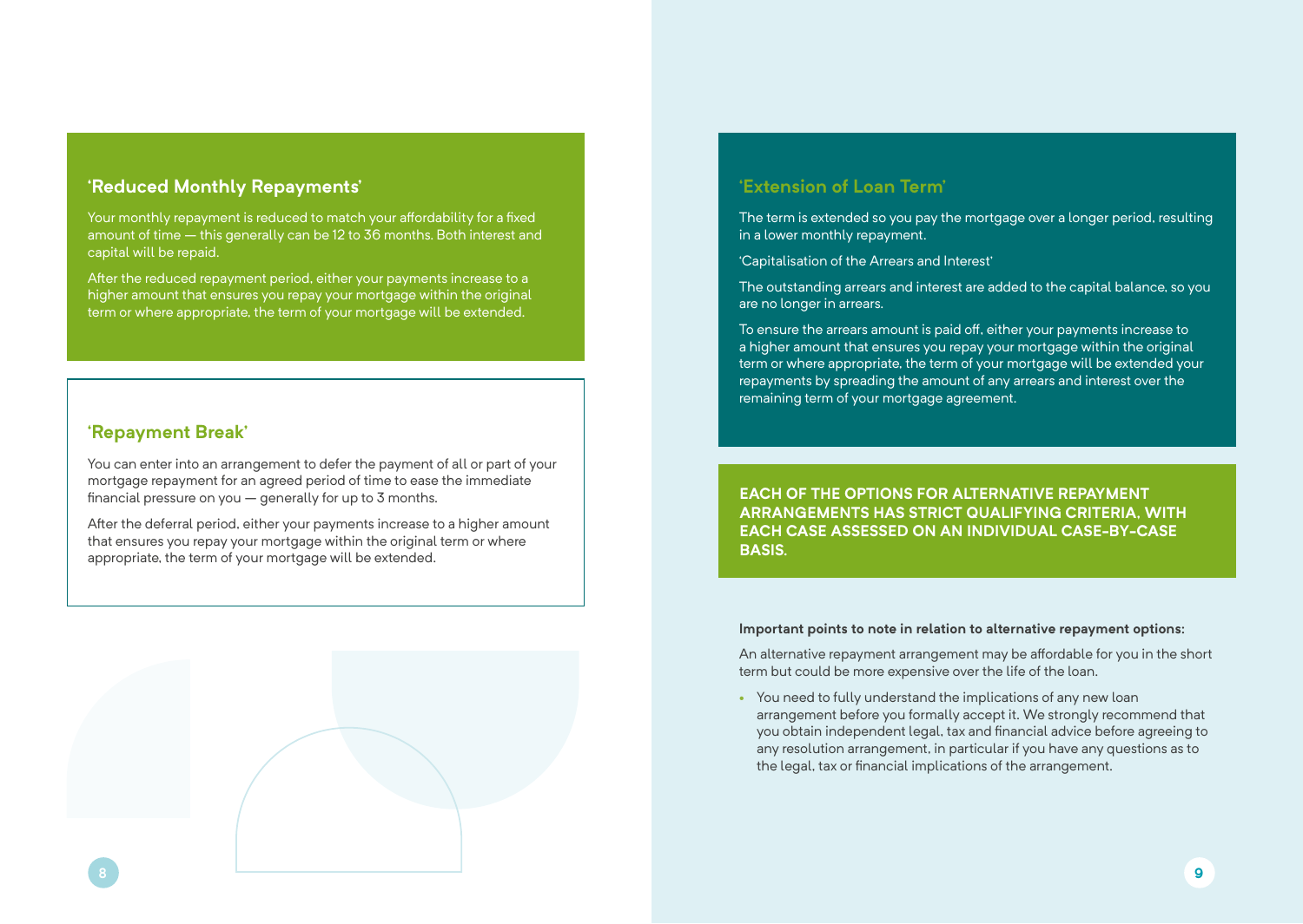### ‘Reduced Monthly Repayments’

Your monthly repayment is reduced to match your affordability for a fixed amount of time — this generally can be 12 to 36 months. Both interest and capital will be repaid.

After the reduced repayment period, either your payments increase to a higher amount that ensures you repay your mortgage within the original term or where appropriate, the term of your mortgage will be extended.

### ‘Repayment Break’

You can enter into an arrangement to defer the payment of all or part of your mortgage repayment for an agreed period of time to ease the immediate financial pressure on you — generally for up to 3 months.

After the deferral period, either your payments increase to a higher amount that ensures you repay your mortgage within the original term or where appropriate, the term of your mortgage will be extended.

### ‘Extension of Loan Term’

The term is extended so you pay the mortgage over a longer period, resulting in a lower monthly repayment.

‘Capitalisation of the Arrears and Interest’

The outstanding arrears and interest are added to the capital balance, so you are no longer in arrears.

To ensure the arrears amount is paid off, either your payments increase to a higher amount that ensures you repay your mortgage within the original term or where appropriate, the term of your mortgage will be extended your repayments by spreading the amount of any arrears and interest over the remaining term of your mortgage agreement.

**EACH OF THE OPTIONS FOR ALTERNATIVE REPAYMENT ARRANGEMENTS HAS STRICT QUALIFYING CRITERIA, WITH EACH CASE ASSESSED ON AN INDIVIDUAL CASE-BY-CASE BASIS.**

**Important points to note in relation to alternative repayment options:**

An alternative repayment arrangement may be affordable for you in the short term but could be more expensive over the life of the loan.

- You need to fully understand the implications of any new loan arrangement before you formally accept it. We strongly recommend that you obtain independent legal, tax and financial advice before agreeing to any resolution arrangement, in particular if you have any questions as to the legal, tax or financial implications of the arrangement.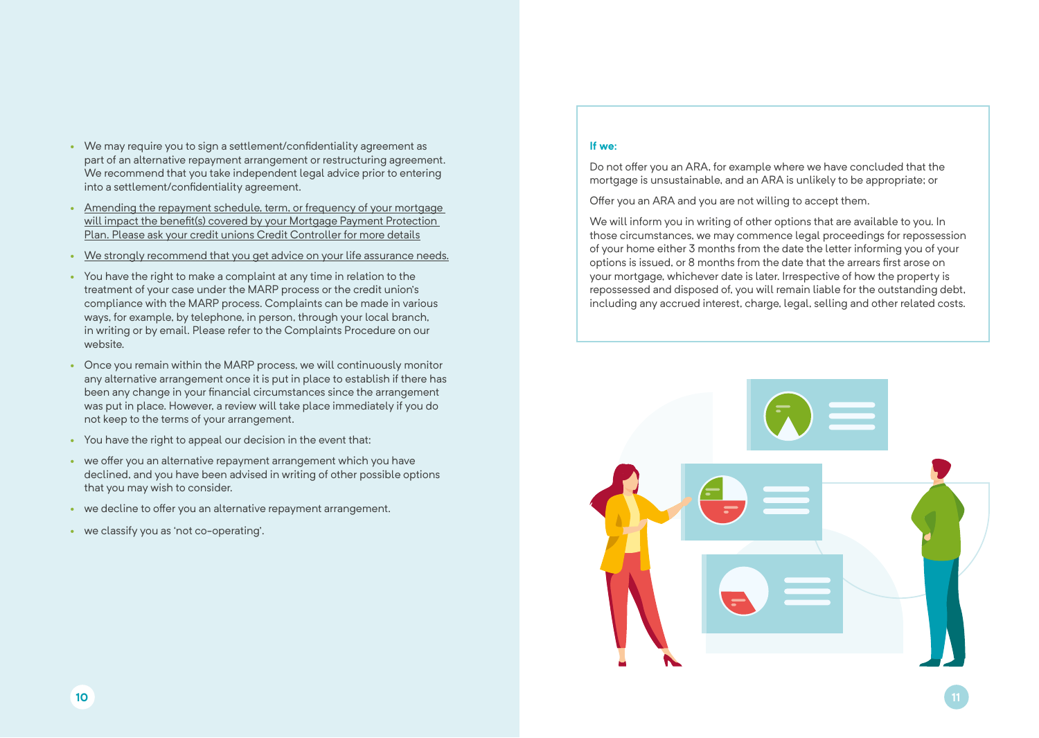- We may require you to sign a settlement/confidentiality agreement as part of an alternative repayment arrangement or restructuring agreement. We recommend that you take independent legal advice prior to entering into a settlement/confidentiality agreement.
- Amending the repayment schedule, term, or frequency of your mortgage will impact the benefit(s) covered by your Mortgage Payment Protection Plan. Please ask your credit unions Credit Controller for more details
- We strongly recommend that you get advice on your life assurance needs.
- You have the right to make a complaint at any time in relation to the treatment of your case under the MARP process or the credit union's compliance with the MARP process. Complaints can be made in various ways, for example, by telephone, in person, through your local branch, in writing or by email. Please refer to the Complaints Procedure on our website.
- Once you remain within the MARP process, we will continuously monitor any alternative arrangement once it is put in place to establish if there has been any change in your financial circumstances since the arrangement was put in place. However, a review will take place immediately if you do not keep to the terms of your arrangement.
- You have the right to appeal our decision in the event that:
- we offer you an alternative repayment arrangement which you have declined, and you have been advised in writing of other possible options that you may wish to consider.
- we decline to offer you an alternative repayment arrangement.
- we classify you as 'not co-operating'.

**If we:**

Do not offer you an ARA, for example where we have concluded that the mortgage is unsustainable, and an ARA is unlikely to be appropriate; or

Offer you an ARA and you are not willing to accept them.

We will inform you in writing of other options that are available to you. In those circumstances, we may commence legal proceedings for repossession of your home either 3 months from the date the letter informing you of your options is issued, or 8 months from the date that the arrears first arose on your mortgage, whichever date is later. Irrespective of how the property is repossessed and disposed of, you will remain liable for the outstanding debt, including any accrued interest, charge, legal, selling and other related costs.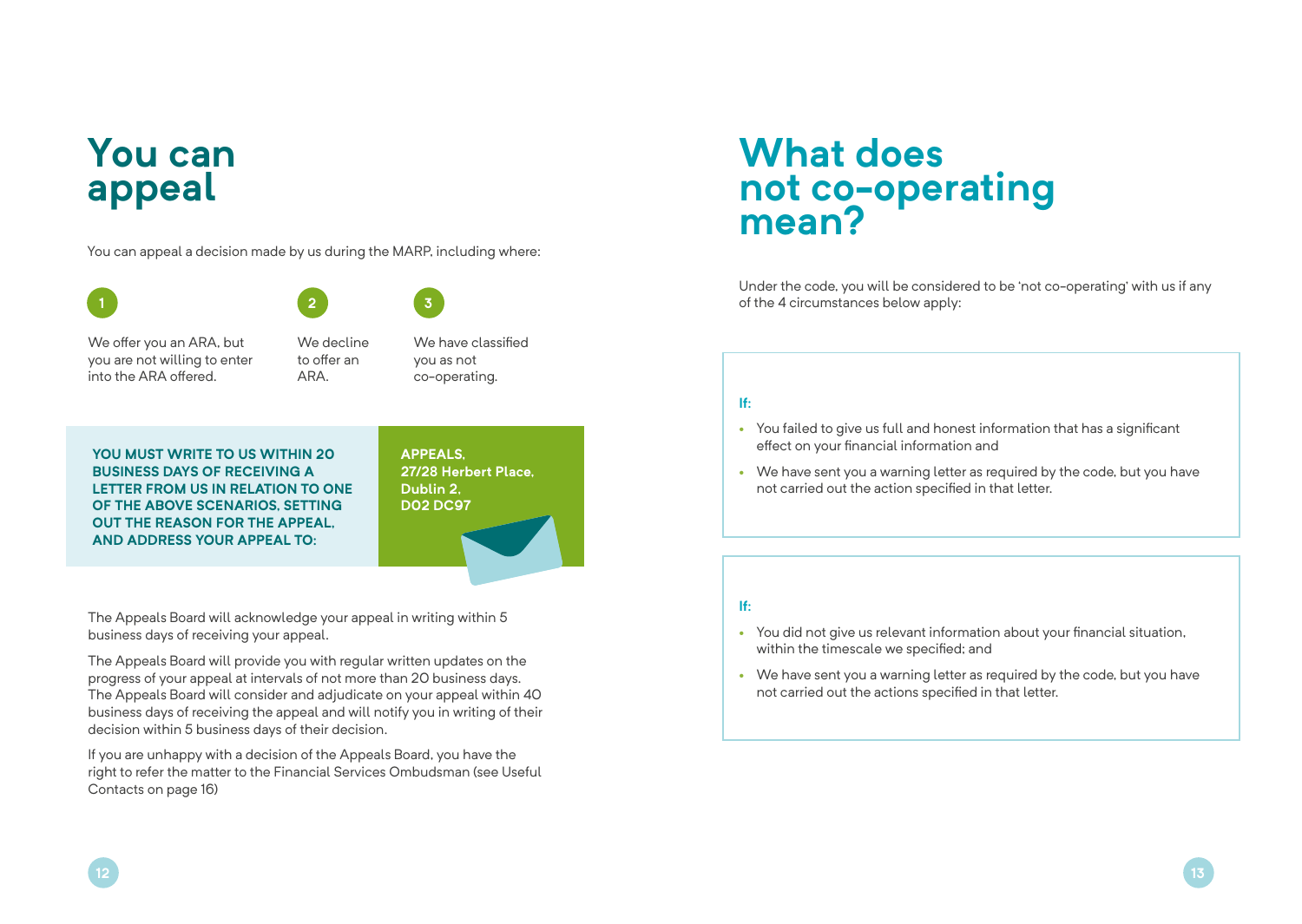# You can appeal

You can appeal a decision made by us during the MARP, including where:

1. We offer you an ARA, but you are not willing to enter into the ARA offered.
2. We decline to offer an ARA.
3. We have classified you as not co-operating.

**YOU MUST WRITE TO US WITHIN 20 BUSINESS DAYS OF RECEIVING A LETTER FROM US IN RELATION TO ONE OF THE ABOVE SCENARIOS, SETTING OUT THE REASON FOR THE APPEAL, AND ADDRESS YOUR APPEAL TO:**

**APPEALS,**
**27/28 Herbert Place,**
**Dublin 2,**
**D02 DC97**

The Appeals Board will acknowledge your appeal in writing within 5 business days of receiving your appeal.

The Appeals Board will provide you with regular written updates on the progress of your appeal at intervals of not more than 20 business days. The Appeals Board will consider and adjudicate on your appeal within 40 business days of receiving the appeal and will notify you in writing of their decision within 5 business days of their decision.

If you are unhappy with a decision of the Appeals Board, you have the right to refer the matter to the Financial Services Ombudsman (see Useful Contacts on page 16)

# What does not co-operating mean?

Under the code, you will be considered to be 'not co-operating' with us if any of the 4 circumstances below apply:

**If:**

- You failed to give us full and honest information that has a significant effect on your financial information and
- We have sent you a warning letter as required by the code, but you have not carried out the action specified in that letter.

**If:**

- You did not give us relevant information about your financial situation, within the timescale we specified; and
- We have sent you a warning letter as required by the code, but you have not carried out the actions specified in that letter.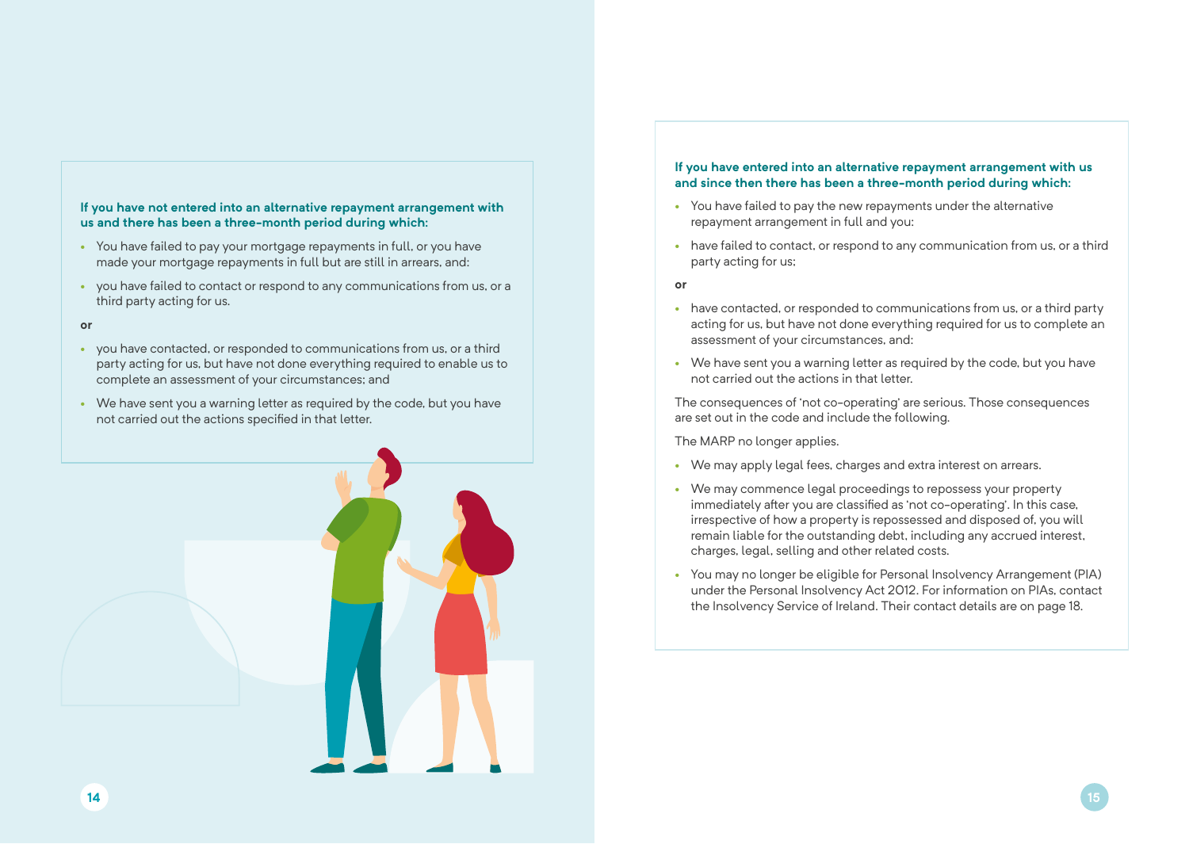**If you have not entered into an alternative repayment arrangement with us and there has been a three-month period during which:**

- You have failed to pay your mortgage repayments in full, or you have made your mortgage repayments in full but are still in arrears, and:
- you have failed to contact or respond to any communications from us, or a third party acting for us.

**or**

- you have contacted, or responded to communications from us, or a third party acting for us, but have not done everything required to enable us to complete an assessment of your circumstances; and
- We have sent you a warning letter as required by the code, but you have not carried out the actions specified in that letter.

**If you have entered into an alternative repayment arrangement with us and since then there has been a three-month period during which:**

- You have failed to pay the new repayments under the alternative repayment arrangement in full and you:
- have failed to contact, or respond to any communication from us, or a third party acting for us;

**or**

- have contacted, or responded to communications from us, or a third party acting for us, but have not done everything required for us to complete an assessment of your circumstances, and:
- We have sent you a warning letter as required by the code, but you have not carried out the actions in that letter.

The consequences of 'not co-operating' are serious. Those consequences are set out in the code and include the following.

The MARP no longer applies.

- We may apply legal fees, charges and extra interest on arrears.
- We may commence legal proceedings to repossess your property immediately after you are classified as 'not co-operating'. In this case, irrespective of how a property is repossessed and disposed of, you will remain liable for the outstanding debt, including any accrued interest, charges, legal, selling and other related costs.
- You may no longer be eligible for Personal Insolvency Arrangement (PIA) under the Personal Insolvency Act 2012. For information on PIAs, contact the Insolvency Service of Ireland. Their contact details are on page 18.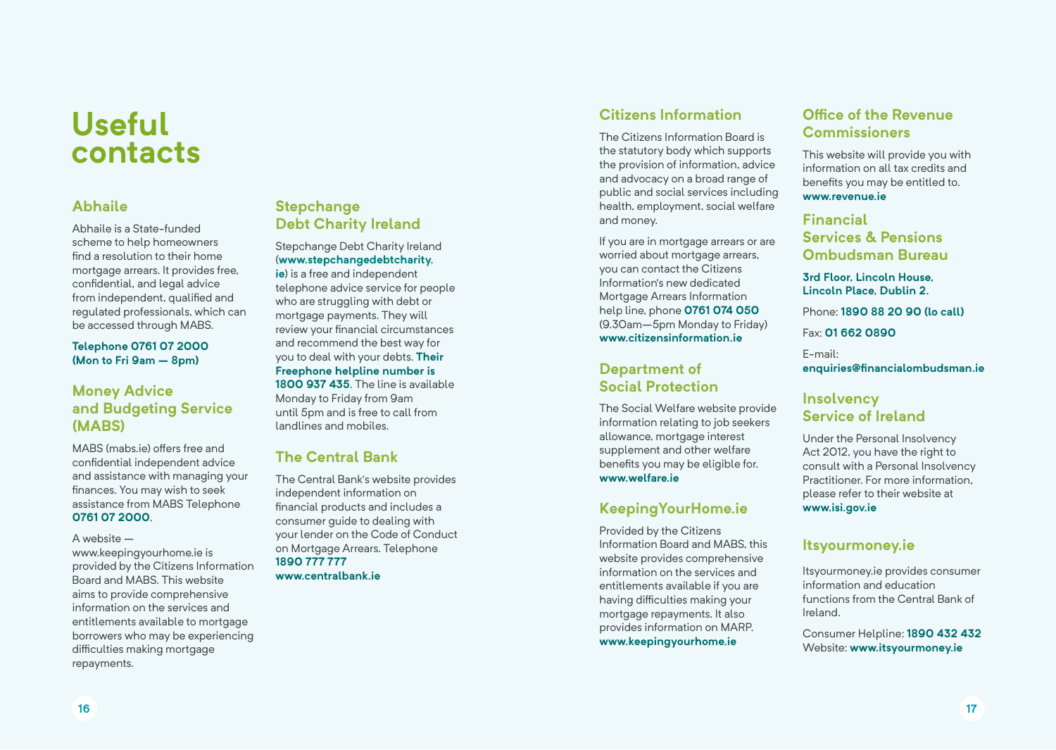# Useful contacts

## Abhaile

Abhaile is a State-funded scheme to help homeowners find a resolution to their home mortgage arrears. It provides free, confidential, and legal advice from independent, qualified and regulated professionals, which can be accessed through MABS.

**Telephone 0761 07 2000 (Mon to Fri 9am — 8pm)**

## Money Advice and Budgeting Service (MABS)

MABS (mabs.ie) offers free and confidential independent advice and assistance with managing your finances. You may wish to seek assistance from MABS Telephone **0761 07 2000**.

A website — www.keepingyourhome.ie is provided by the Citizens Information Board and MABS. This website aims to provide comprehensive information on the services and entitlements available to mortgage borrowers who may be experiencing difficulties making mortgage repayments.

## Stepchange Debt Charity Ireland

Stepchange Debt Charity Ireland (**www.stepchangedebtcharity.ie**) is a free and independent telephone advice service for people who are struggling with debt or mortgage payments. They will review your financial circumstances and recommend the best way for you to deal with your debts. **Their Freephone helpline number is 1800 937 435**. The line is available Monday to Friday from 9am until 5pm and is free to call from landlines and mobiles.

## The Central Bank

The Central Bank's website provides independent information on financial products and includes a consumer guide to dealing with your lender on the Code of Conduct on Mortgage Arrears. Telephone **1890 777 777**
**www.centralbank.ie**

## Citizens Information

The Citizens Information Board is the statutory body which supports the provision of information, advice and advocacy on a broad range of public and social services including health, employment, social welfare and money.

If you are in mortgage arrears or are worried about mortgage arrears, you can contact the Citizens Information's new dedicated Mortgage Arrears Information help line, phone **0761 074 050** (9.30am—5pm Monday to Friday)
**www.citizensinformation.ie**

## Department of Social Protection

The Social Welfare website provide information relating to job seekers allowance, mortgage interest supplement and other welfare benefits you may be eligible for.
**www.welfare.ie**

## KeepingYourHome.ie

Provided by the Citizens Information Board and MABS, this website provides comprehensive information on the services and entitlements available if you are having difficulties making your mortgage repayments. It also provides information on MARP.
**www.keepingyourhome.ie**

## Office of the Revenue Commissioners

This website will provide you with information on all tax credits and benefits you may be entitled to.
**www.revenue.ie**

## Financial Services & Pensions Ombudsman Bureau

**3rd Floor, Lincoln House, Lincoln Place, Dublin 2.**

Phone: **1890 88 20 90 (lo call)**

Fax: **01 662 0890**

E-mail:
**enquiries@financialombudsman.ie**

## Insolvency Service of Ireland

Under the Personal Insolvency Act 2012, you have the right to consult with a Personal Insolvency Practitioner. For more information, please refer to their website at **www.isi.gov.ie**

## Itsyourmoney.ie

Itsyourmoney.ie provides consumer information and education functions from the Central Bank of Ireland.

Consumer Helpline: **1890 432 432**
Website: **www.itsyourmoney.ie**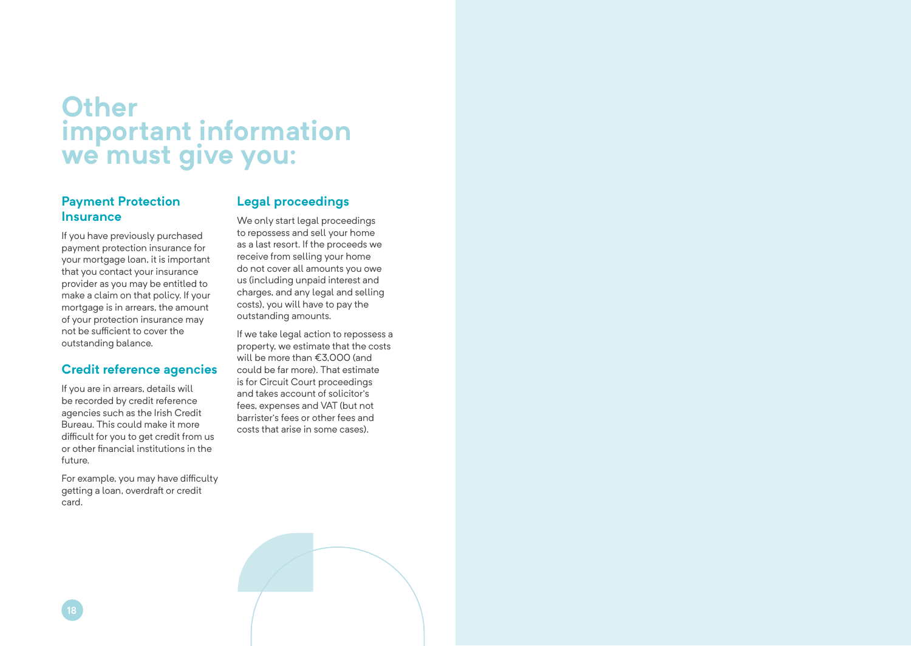# Other important information we must give you:

## Payment Protection Insurance

If you have previously purchased payment protection insurance for your mortgage loan, it is important that you contact your insurance provider as you may be entitled to make a claim on that policy. If your mortgage is in arrears, the amount of your protection insurance may not be sufficient to cover the outstanding balance.

## Credit reference agencies

If you are in arrears, details will be recorded by credit reference agencies such as the Irish Credit Bureau. This could make it more difficult for you to get credit from us or other financial institutions in the future.

For example, you may have difficulty getting a loan, overdraft or credit card.

## Legal proceedings

We only start legal proceedings to repossess and sell your home as a last resort. If the proceeds we receive from selling your home do not cover all amounts you owe us (including unpaid interest and charges, and any legal and selling costs), you will have to pay the outstanding amounts.

If we take legal action to repossess a property, we estimate that the costs will be more than €3,000 (and could be far more). That estimate is for Circuit Court proceedings and takes account of solicitor's fees, expenses and VAT (but not barrister's fees or other fees and costs that arise in some cases).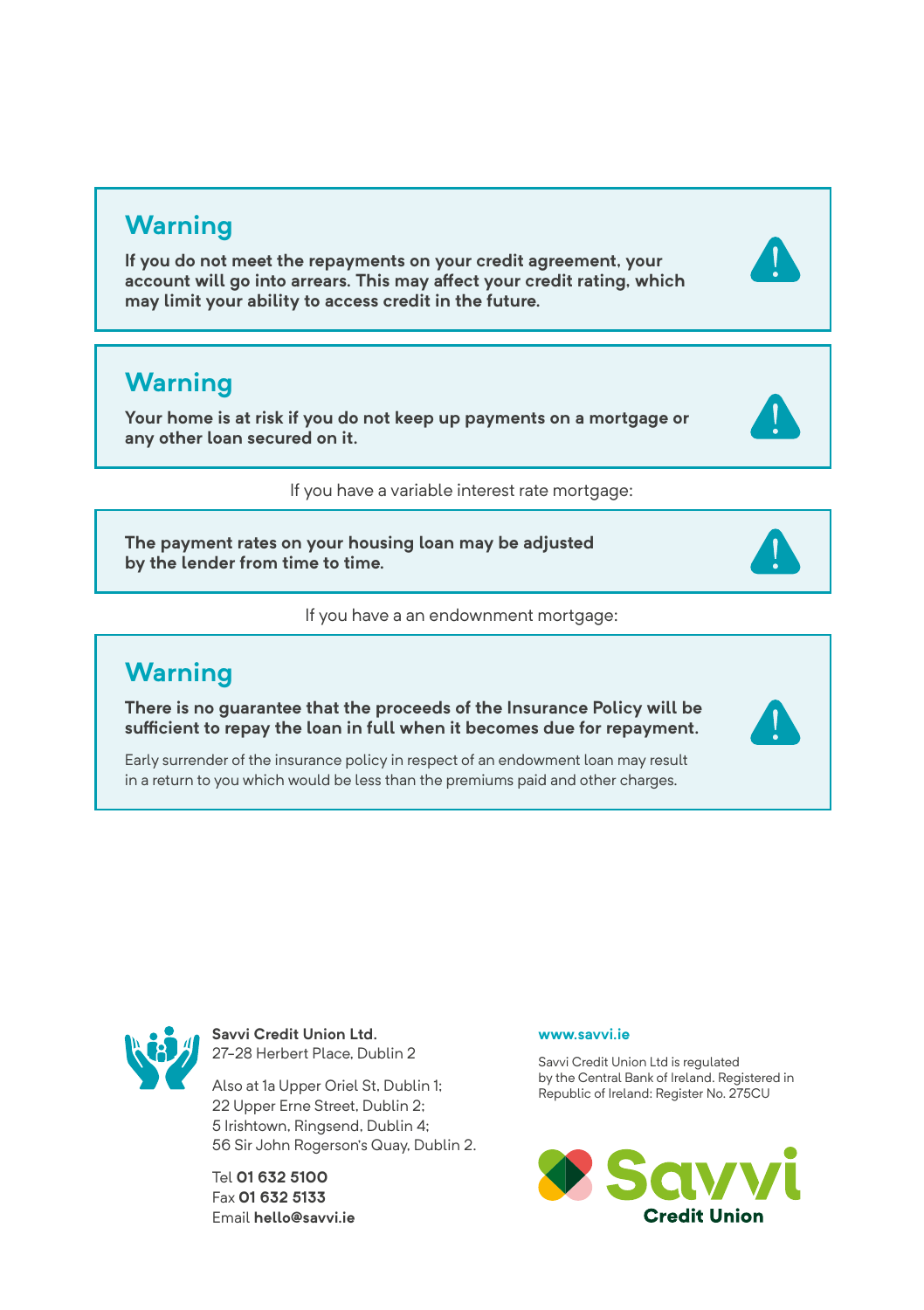## Warning

**If you do not meet the repayments on your credit agreement, your account will go into arrears. This may affect your credit rating, which may limit your ability to access credit in the future.**

## Warning

**Your home is at risk if you do not keep up payments on a mortgage or any other loan secured on it.**

If you have a variable interest rate mortgage:

**The payment rates on your housing loan may be adjusted by the lender from time to time.**

If you have a an endowment mortgage:

## Warning

**There is no guarantee that the proceeds of the Insurance Policy will be sufficient to repay the loan in full when it becomes due for repayment.**

Early surrender of the insurance policy in respect of an endowment loan may result in a return to you which would be less than the premiums paid and other charges.

**Savvi Credit Union Ltd.**
27-28 Herbert Place, Dublin 2

Also at 1a Upper Oriel St, Dublin 1;
22 Upper Erne Street, Dublin 2;
5 Irishtown, Ringsend, Dublin 4;
56 Sir John Rogerson's Quay, Dublin 2.

Tel **01 632 5100**
Fax **01 632 5133**
Email **hello@savvi.ie**

**www.savvi.ie**

Savvi Credit Union Ltd is regulated by the Central Bank of Ireland. Registered in Republic of Ireland: Register No. 275CU

Savvi Credit Union